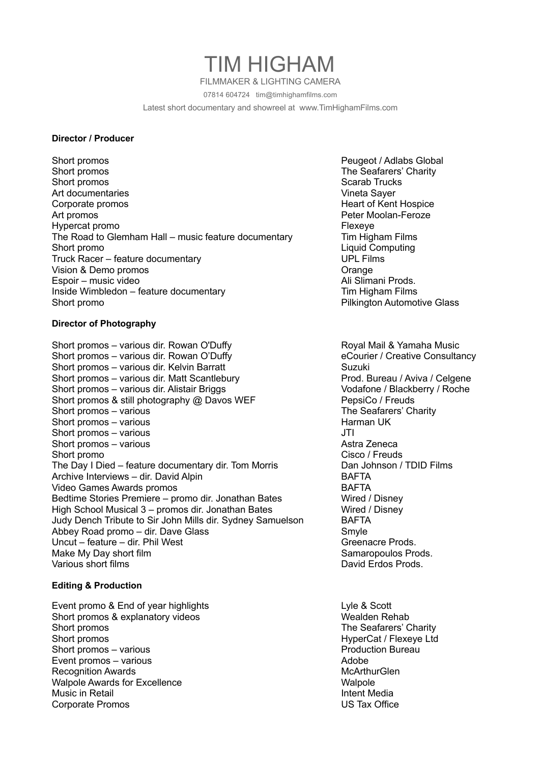# TIM HIGHAM

FILMMAKER & LIGHTING CAMERA

07814 604724 tim@timhighamfilms.com

Latest short documentary and showreel at www.TimHighamFilms.com

**Director / Producer**

| | |
|---|---|
| Short promos | Peugeot / Adlabs Global |
| Short promos | The Seafarers' Charity |
| Short promos | Scarab Trucks |
| Art documentaries | Vineta Sayer |
| Corporate promos | Heart of Kent Hospice |
| Art promos | Peter Moolan-Feroze |
| Hypercat promo | Flexeye |
| The Road to Glemham Hall – music feature documentary | Tim Higham Films |
| Short promo | Liquid Computing |
| Truck Racer – feature documentary | UPL Films |
| Vision & Demo promos | Orange |
| Espoir – music video | Ali Slimani Prods. |
| Inside Wimbledon – feature documentary | Tim Higham Films |
| Short promo | Pilkington Automotive Glass |

**Director of Photography**

| | |
|---|---|
| Short promos – various dir. Rowan O'Duffy | Royal Mail & Yamaha Music |
| Short promos – various dir. Rowan O'Duffy | eCourier / Creative Consultancy |
| Short promos – various dir. Kelvin Barratt | Suzuki |
| Short promos – various dir. Matt Scantlebury | Prod. Bureau / Aviva / Celgene |
| Short promos – various dir. Alistair Briggs | Vodafone / Blackberry / Roche |
| Short promos & still photography @ Davos WEF | PepsiCo / Freuds |
| Short promos – various | The Seafarers' Charity |
| Short promos – various | Harman UK |
| Short promos – various | JTI |
| Short promos – various | Astra Zeneca |
| Short promo | Cisco / Freuds |
| The Day I Died – feature documentary dir. Tom Morris | Dan Johnson / TDID Films |
| Archive Interviews – dir. David Alpin | BAFTA |
| Video Games Awards promos | BAFTA |
| Bedtime Stories Premiere – promo dir. Jonathan Bates | Wired / Disney |
| High School Musical 3 – promos dir. Jonathan Bates | Wired / Disney |
| Judy Dench Tribute to Sir John Mills dir. Sydney Samuelson | BAFTA |
| Abbey Road promo – dir. Dave Glass | Smyle |
| Uncut – feature – dir. Phil West | Greenacre Prods. |
| Make My Day short film | Samaropoulos Prods. |
| Various short films | David Erdos Prods. |

**Editing & Production**

| | |
|---|---|
| Event promo & End of year highlights | Lyle & Scott |
| Short promos & explanatory videos | Wealden Rehab |
| Short promos | The Seafarers' Charity |
| Short promos | HyperCat / Flexeye Ltd |
| Short promos – various | Production Bureau |
| Event promos – various | Adobe |
| Recognition Awards | McArthurGlen |
| Walpole Awards for Excellence | Walpole |
| Music in Retail | Intent Media |
| Corporate Promos | US Tax Office |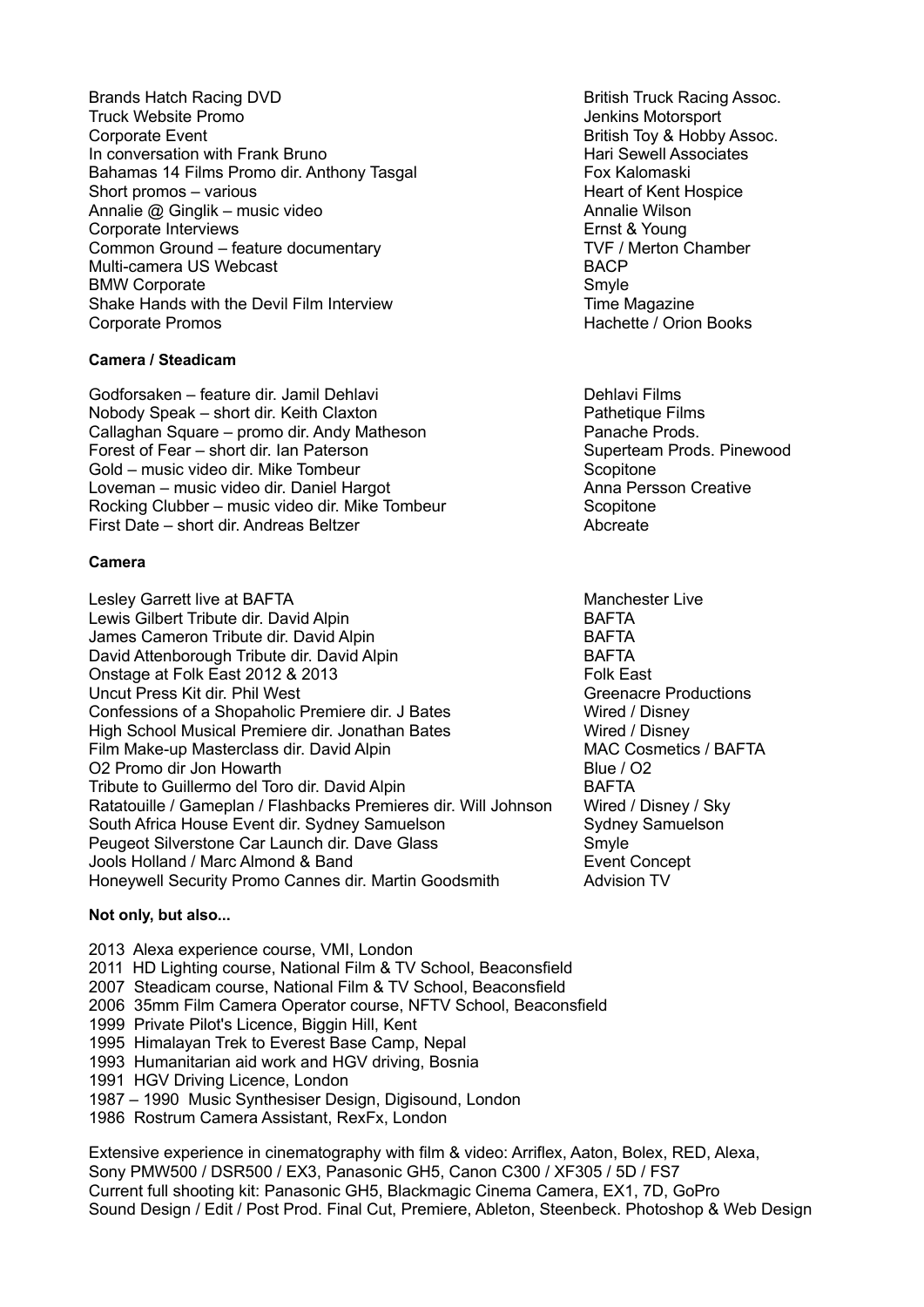| | |
|---|---|
| Brands Hatch Racing DVD | British Truck Racing Assoc. |
| Truck Website Promo | Jenkins Motorsport |
| Corporate Event | British Toy & Hobby Assoc. |
| In conversation with Frank Bruno | Hari Sewell Associates |
| Bahamas 14 Films Promo dir. Anthony Tasgal | Fox Kalomaski |
| Short promos – various | Heart of Kent Hospice |
| Annalie @ Ginglik – music video | Annalie Wilson |
| Corporate Interviews | Ernst & Young |
| Common Ground – feature documentary | TVF / Merton Chamber |
| Multi-camera US Webcast | BACP |
| BMW Corporate | Smyle |
| Shake Hands with the Devil Film Interview | Time Magazine |
| Corporate Promos | Hachette / Orion Books |

**Camera / Steadicam**

| | |
|---|---|
| Godforsaken – feature dir. Jamil Dehlavi | Dehlavi Films |
| Nobody Speak – short dir. Keith Claxton | Pathetique Films |
| Callaghan Square – promo dir. Andy Matheson | Panache Prods. |
| Forest of Fear – short dir. Ian Paterson | Superteam Prods. Pinewood |
| Gold – music video dir. Mike Tombeur | Scopitone |
| Loveman – music video dir. Daniel Hargot | Anna Persson Creative |
| Rocking Clubber – music video dir. Mike Tombeur | Scopitone |
| First Date – short dir. Andreas Beltzer | Abcreate |

**Camera**

| | |
|---|---|
| Lesley Garrett live at BAFTA | Manchester Live |
| Lewis Gilbert Tribute dir. David Alpin | BAFTA |
| James Cameron Tribute dir. David Alpin | BAFTA |
| David Attenborough Tribute dir. David Alpin | BAFTA |
| Onstage at Folk East 2012 & 2013 | Folk East |
| Uncut Press Kit dir. Phil West | Greenacre Productions |
| Confessions of a Shopaholic Premiere dir. J Bates | Wired / Disney |
| High School Musical Premiere dir. Jonathan Bates | Wired / Disney |
| Film Make-up Masterclass dir. David Alpin | MAC Cosmetics / BAFTA |
| O2 Promo dir Jon Howarth | Blue / O2 |
| Tribute to Guillermo del Toro dir. David Alpin | BAFTA |
| Ratatouille / Gameplan / Flashbacks Premieres dir. Will Johnson | Wired / Disney / Sky |
| South Africa House Event dir. Sydney Samuelson | Sydney Samuelson |
| Peugeot Silverstone Car Launch dir. Dave Glass | Smyle |
| Jools Holland / Marc Almond & Band | Event Concept |
| Honeywell Security Promo Cannes dir. Martin Goodsmith | Advision TV |

**Not only, but also...**

2013 Alexa experience course, VMI, London
2011 HD Lighting course, National Film & TV School, Beaconsfield
2007 Steadicam course, National Film & TV School, Beaconsfield
2006 35mm Film Camera Operator course, NFTV School, Beaconsfield
1999 Private Pilot's Licence, Biggin Hill, Kent
1995 Himalayan Trek to Everest Base Camp, Nepal
1993 Humanitarian aid work and HGV driving, Bosnia
1991 HGV Driving Licence, London
1987 – 1990 Music Synthesiser Design, Digisound, London
1986 Rostrum Camera Assistant, RexFx, London

Extensive experience in cinematography with film & video: Arriflex, Aaton, Bolex, RED, Alexa, Sony PMW500 / DSR500 / EX3, Panasonic GH5, Canon C300 / XF305 / 5D / FS7
Current full shooting kit: Panasonic GH5, Blackmagic Cinema Camera, EX1, 7D, GoPro
Sound Design / Edit / Post Prod. Final Cut, Premiere, Ableton, Steenbeck. Photoshop & Web Design